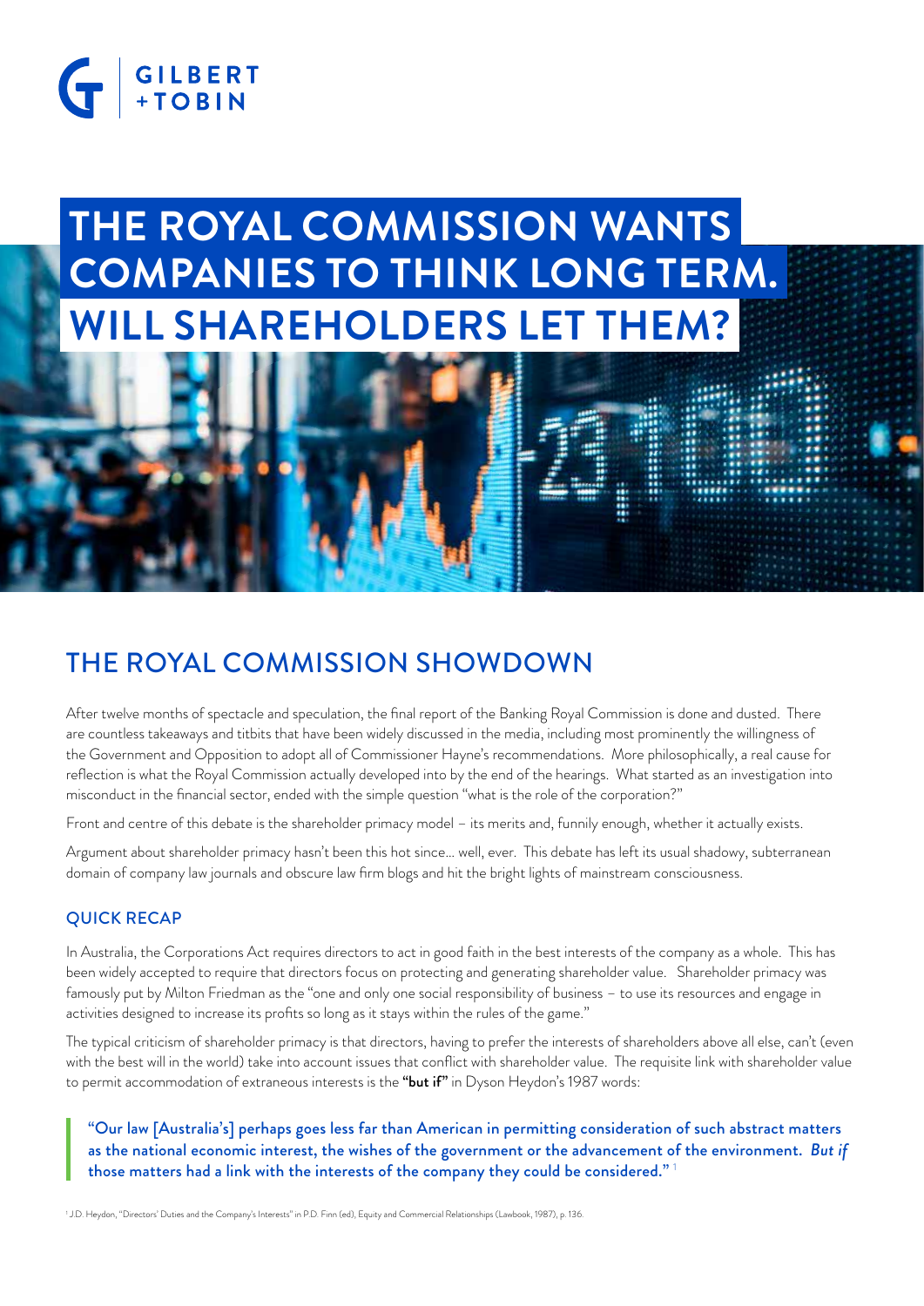# THE ROYAL COMMISSION WANTS COMPANIES TO THINK LONG TERM. WILL SHAREHOLDERS LET THEM?

## THE ROYAL COMMISSION SHOWDOWN

After twelve months of spectacle and speculation, the final report of the Banking Royal Commission is done and dusted. There are countless takeaways and titbits that have been widely discussed in the media, including most prominently the willingness of the Government and Opposition to adopt all of Commissioner Hayne's recommendations. More philosophically, a real cause for reflection is what the Royal Commission actually developed into by the end of the hearings. What started as an investigation into misconduct in the financial sector, ended with the simple question "what is the role of the corporation?"

Front and centre of this debate is the shareholder primacy model – its merits and, funnily enough, whether it actually exists.

Argument about shareholder primacy hasn't been this hot since... well, ever. This debate has left its usual shadowy, subterranean domain of company law journals and obscure law firm blogs and hit the bright lights of mainstream consciousness.

### QUICK RECAP

In Australia, the Corporations Act requires directors to act in good faith in the best interests of the company as a whole. This has been widely accepted to require that directors focus on protecting and generating shareholder value. Shareholder primacy was famously put by Milton Friedman as the "one and only one social responsibility of business – to use its resources and engage in activities designed to increase its profits so long as it stays within the rules of the game."

The typical criticism of shareholder primacy is that directors, having to prefer the interests of shareholders above all else, can't (even with the best will in the world) take into account issues that conflict with shareholder value. The requisite link with shareholder value to permit accommodation of extraneous interests is the **"but if"** in Dyson Heydon's 1987 words:

> "Our law [Australia's] perhaps goes less far than American in permitting consideration of such abstract matters as the national economic interest, the wishes of the government or the advancement of the environment. *But if* those matters had a link with the interests of the company they could be considered." [1]

[1] J.D. Heydon, "Directors' Duties and the Company's Interests" in P.D. Finn (ed), Equity and Commercial Relationships (Lawbook, 1987), p. 136.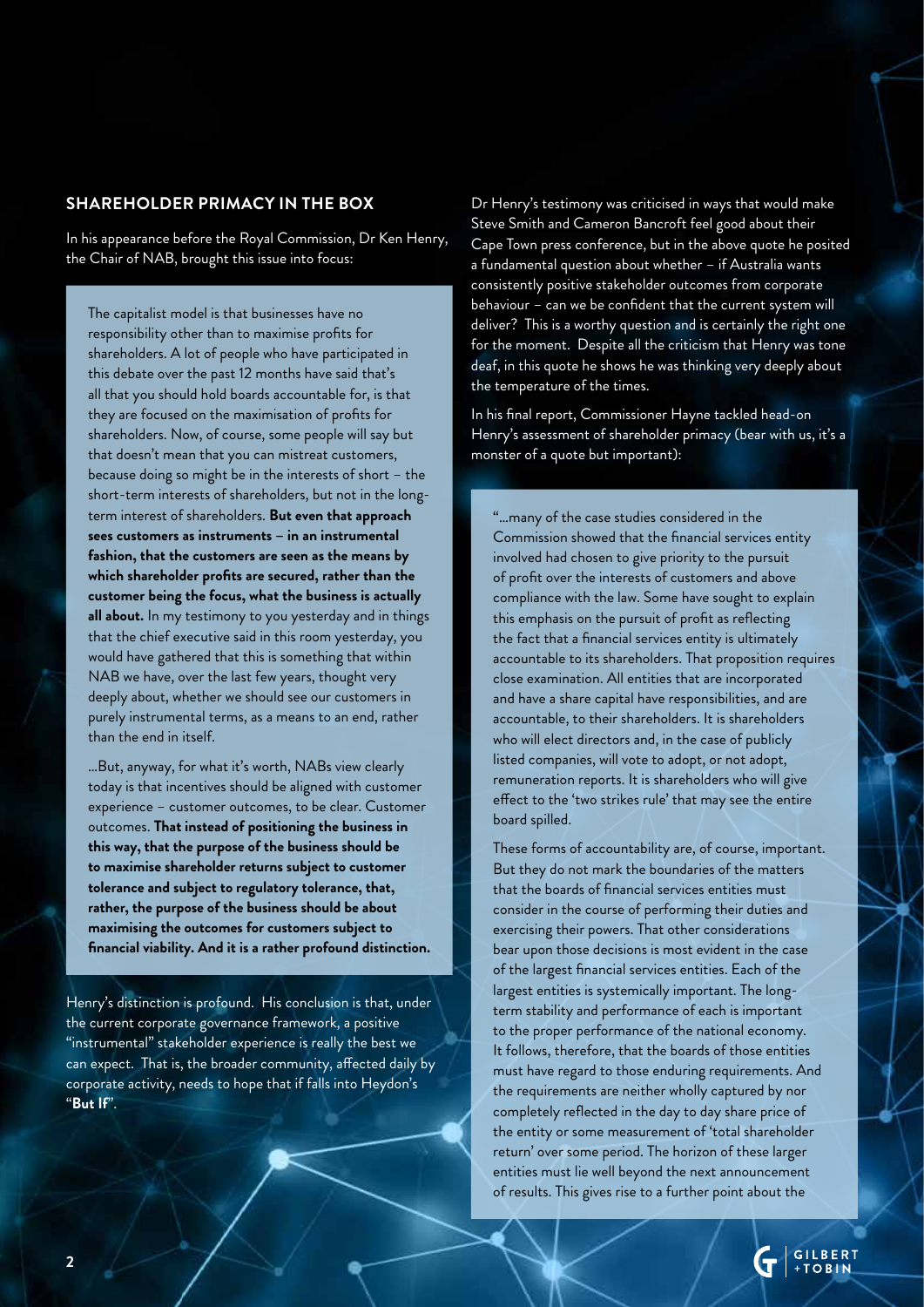## SHAREHOLDER PRIMACY IN THE BOX

In his appearance before the Royal Commission, Dr Ken Henry, the Chair of NAB, brought this issue into focus:

> The capitalist model is that businesses have no responsibility other than to maximise profits for shareholders. A lot of people who have participated in this debate over the past 12 months have said that's all that you should hold boards accountable for, is that they are focused on the maximisation of profits for shareholders. Now, of course, some people will say but that doesn't mean that you can mistreat customers, because doing so might be in the interests of short – the short-term interests of shareholders, but not in the long-term interest of shareholders. **But even that approach sees customers as instruments – in an instrumental fashion, that the customers are seen as the means by which shareholder profits are secured, rather than the customer being the focus, what the business is actually all about.** In my testimony to you yesterday and in things that the chief executive said in this room yesterday, you would have gathered that this is something that within NAB we have, over the last few years, thought very deeply about, whether we should see our customers in purely instrumental terms, as a means to an end, rather than the end in itself.
>
> ...But, anyway, for what it's worth, NABs view clearly today is that incentives should be aligned with customer experience – customer outcomes, to be clear. Customer outcomes. **That instead of positioning the business in this way, that the purpose of the business should be to maximise shareholder returns subject to customer tolerance and subject to regulatory tolerance, that, rather, the purpose of the business should be about maximising the outcomes for customers subject to financial viability. And it is a rather profound distinction.**

Henry's distinction is profound. His conclusion is that, under the current corporate governance framework, a positive "instrumental" stakeholder experience is really the best we can expect. That is, the broader community, affected daily by corporate activity, needs to hope that if falls into Heydon's "**But If**".

Dr Henry's testimony was criticised in ways that would make Steve Smith and Cameron Bancroft feel good about their Cape Town press conference, but in the above quote he posited a fundamental question about whether – if Australia wants consistently positive stakeholder outcomes from corporate behaviour – can we be confident that the current system will deliver? This is a worthy question and is certainly the right one for the moment. Despite all the criticism that Henry was tone deaf, in this quote he shows he was thinking very deeply about the temperature of the times.

In his final report, Commissioner Hayne tackled head-on Henry's assessment of shareholder primacy (bear with us, it's a monster of a quote but important):

> "...many of the case studies considered in the Commission showed that the financial services entity involved had chosen to give priority to the pursuit of profit over the interests of customers and above compliance with the law. Some have sought to explain this emphasis on the pursuit of profit as reflecting the fact that a financial services entity is ultimately accountable to its shareholders. That proposition requires close examination. All entities that are incorporated and have a share capital have responsibilities, and are accountable, to their shareholders. It is shareholders who will elect directors and, in the case of publicly listed companies, will vote to adopt, or not adopt, remuneration reports. It is shareholders who will give effect to the 'two strikes rule' that may see the entire board spilled.
>
> These forms of accountability are, of course, important. But they do not mark the boundaries of the matters that the boards of financial services entities must consider in the course of performing their duties and exercising their powers. That other considerations bear upon those decisions is most evident in the case of the largest financial services entities. Each of the largest entities is systemically important. The long-term stability and performance of each is important to the proper performance of the national economy. It follows, therefore, that the boards of those entities must have regard to those enduring requirements. And the requirements are neither wholly captured by nor completely reflected in the day to day share price of the entity or some measurement of 'total shareholder return' over some period. The horizon of these larger entities must lie well beyond the next announcement of results. This gives rise to a further point about the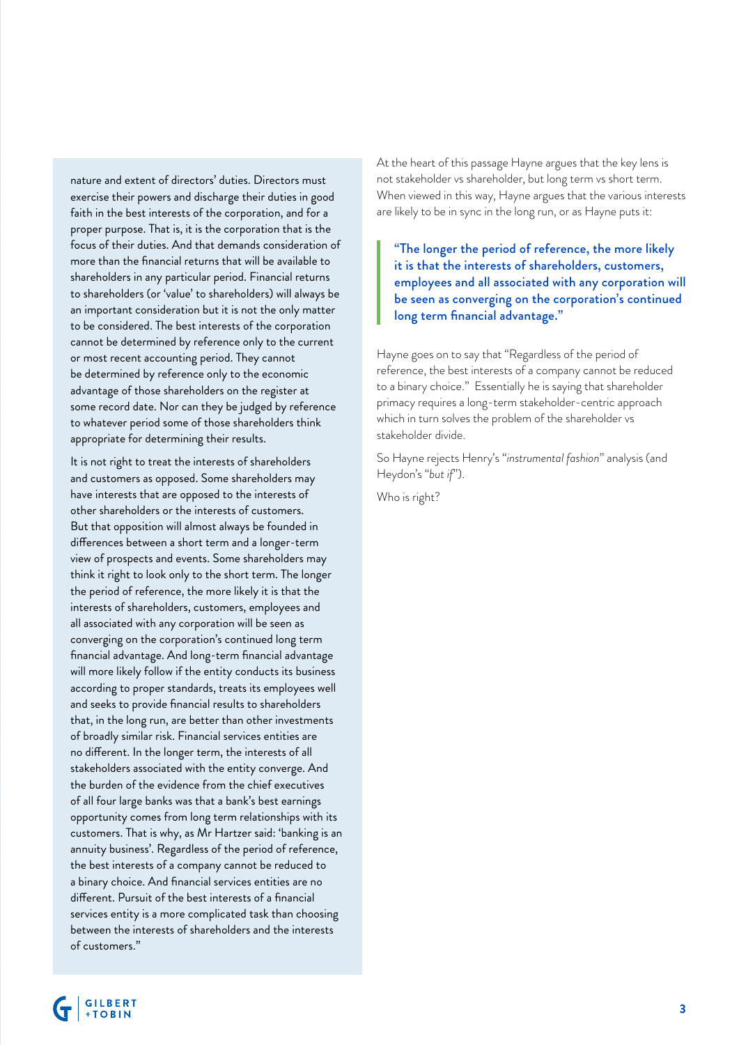nature and extent of directors' duties. Directors must exercise their powers and discharge their duties in good faith in the best interests of the corporation, and for a proper purpose. That is, it is the corporation that is the focus of their duties. And that demands consideration of more than the financial returns that will be available to shareholders in any particular period. Financial returns to shareholders (or 'value' to shareholders) will always be an important consideration but it is not the only matter to be considered. The best interests of the corporation cannot be determined by reference only to the current or most recent accounting period. They cannot be determined by reference only to the economic advantage of those shareholders on the register at some record date. Nor can they be judged by reference to whatever period some of those shareholders think appropriate for determining their results.

It is not right to treat the interests of shareholders and customers as opposed. Some shareholders may have interests that are opposed to the interests of other shareholders or the interests of customers. But that opposition will almost always be founded in differences between a short term and a longer-term view of prospects and events. Some shareholders may think it right to look only to the short term. The longer the period of reference, the more likely it is that the interests of shareholders, customers, employees and all associated with any corporation will be seen as converging on the corporation's continued long term financial advantage. And long-term financial advantage will more likely follow if the entity conducts its business according to proper standards, treats its employees well and seeks to provide financial results to shareholders that, in the long run, are better than other investments of broadly similar risk. Financial services entities are no different. In the longer term, the interests of all stakeholders associated with the entity converge. And the burden of the evidence from the chief executives of all four large banks was that a bank's best earnings opportunity comes from long term relationships with its customers. That is why, as Mr Hartzer said: 'banking is an annuity business'. Regardless of the period of reference, the best interests of a company cannot be reduced to a binary choice. And financial services entities are no different. Pursuit of the best interests of a financial services entity is a more complicated task than choosing between the interests of shareholders and the interests of customers."

At the heart of this passage Hayne argues that the key lens is not stakeholder vs shareholder, but long term vs short term. When viewed in this way, Hayne argues that the various interests are likely to be in sync in the long run, or as Hayne puts it:

> **"The longer the period of reference, the more likely it is that the interests of shareholders, customers, employees and all associated with any corporation will be seen as converging on the corporation's continued long term financial advantage."**

Hayne goes on to say that "Regardless of the period of reference, the best interests of a company cannot be reduced to a binary choice." Essentially he is saying that shareholder primacy requires a long-term stakeholder-centric approach which in turn solves the problem of the shareholder vs stakeholder divide.

So Hayne rejects Henry's "*instrumental fashion*" analysis (and Heydon's "*but if*").

Who is right?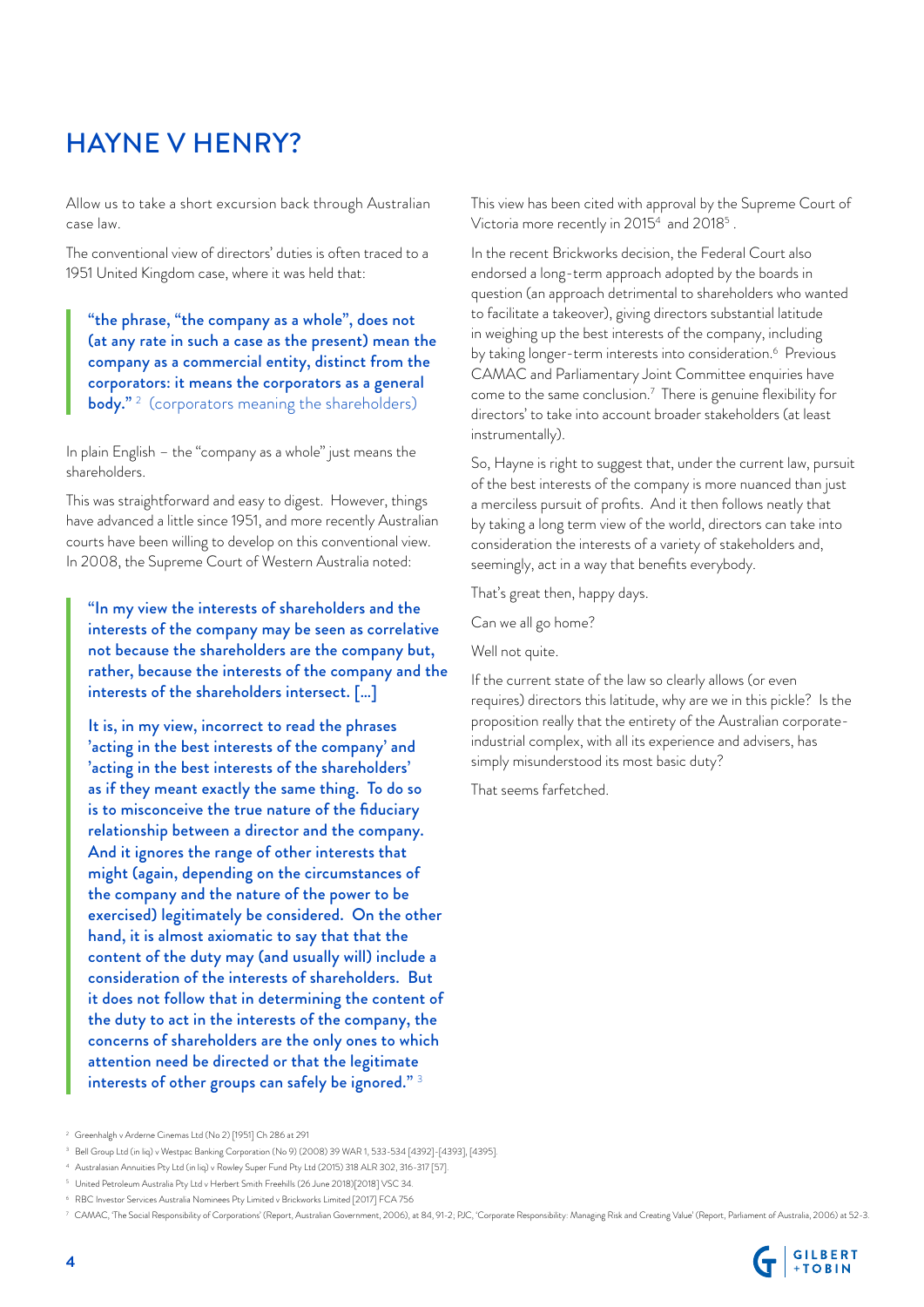# HAYNE V HENRY?

Allow us to take a short excursion back through Australian case law.

The conventional view of directors' duties is often traced to a 1951 United Kingdom case, where it was held that:

> **"the phrase, "the company as a whole", does not (at any rate in such a case as the present) mean the company as a commercial entity, distinct from the corporators: it means the corporators as a general body."** [2] (corporators meaning the shareholders)

In plain English – the "company as a whole" just means the shareholders.

This was straightforward and easy to digest. However, things have advanced a little since 1951, and more recently Australian courts have been willing to develop on this conventional view. In 2008, the Supreme Court of Western Australia noted:

> **"In my view the interests of shareholders and the interests of the company may be seen as correlative not because the shareholders are the company but, rather, because the interests of the company and the interests of the shareholders intersect. [...]**
>
> **It is, in my view, incorrect to read the phrases 'acting in the best interests of the company' and 'acting in the best interests of the shareholders' as if they meant exactly the same thing. To do so is to misconceive the true nature of the fiduciary relationship between a director and the company. And it ignores the range of other interests that might (again, depending on the circumstances of the company and the nature of the power to be exercised) legitimately be considered. On the other hand, it is almost axiomatic to say that that the content of the duty may (and usually will) include a consideration of the interests of shareholders. But it does not follow that in determining the content of the duty to act in the interests of the company, the concerns of shareholders are the only ones to which attention need be directed or that the legitimate interests of other groups can safely be ignored."** [3]

This view has been cited with approval by the Supreme Court of Victoria more recently in 2015[4] and 2018[5].

In the recent Brickworks decision, the Federal Court also endorsed a long-term approach adopted by the boards in question (an approach detrimental to shareholders who wanted to facilitate a takeover), giving directors substantial latitude in weighing up the best interests of the company, including by taking longer-term interests into consideration.[6] Previous CAMAC and Parliamentary Joint Committee enquiries have come to the same conclusion.[7] There is genuine flexibility for directors' to take into account broader stakeholders (at least instrumentally).

So, Hayne is right to suggest that, under the current law, pursuit of the best interests of the company is more nuanced than just a merciless pursuit of profits. And it then follows neatly that by taking a long term view of the world, directors can take into consideration the interests of a variety of stakeholders and, seemingly, act in a way that benefits everybody.

That's great then, happy days.

Can we all go home?

Well not quite.

If the current state of the law so clearly allows (or even requires) directors this latitude, why are we in this pickle? Is the proposition really that the entirety of the Australian corporate-industrial complex, with all its experience and advisers, has simply misunderstood its most basic duty?

That seems farfetched.

---

[2] Greenhalgh v Arderne Cinemas Ltd (No 2) [1951] Ch 286 at 291

[3] Bell Group Ltd (in liq) v Westpac Banking Corporation (No 9) (2008) 39 WAR 1, 533-534 [4392]-[4393], [4395].

[4] Australasian Annuities Pty Ltd (in liq) v Rowley Super Fund Pty Ltd (2015) 318 ALR 302, 316-317 [57].

[5] United Petroleum Australia Pty Ltd v Herbert Smith Freehills (26 June 2018)[2018] VSC 34.

[6] RBC Investor Services Australia Nominees Pty Limited v Brickworks Limited [2017] FCA 756

[7] CAMAC, 'The Social Responsibility of Corporations' (Report, Australian Government, 2006), at 84, 91-2; PJC, 'Corporate Responsibility: Managing Risk and Creating Value' (Report, Parliament of Australia, 2006) at 52-3.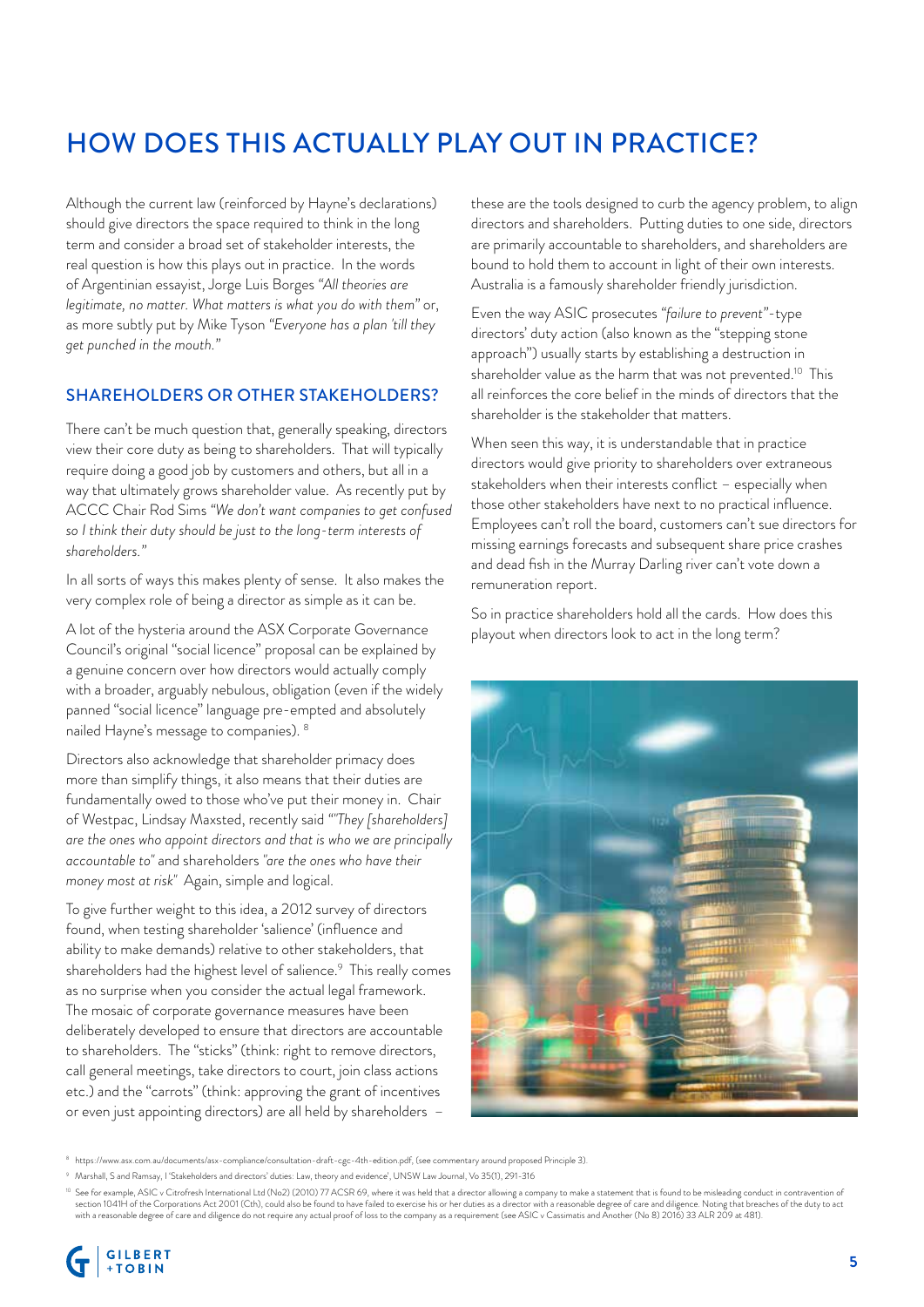# HOW DOES THIS ACTUALLY PLAY OUT IN PRACTICE?

Although the current law (reinforced by Hayne's declarations) should give directors the space required to think in the long term and consider a broad set of stakeholder interests, the real question is how this plays out in practice. In the words of Argentinian essayist, Jorge Luis Borges *"All theories are legitimate, no matter. What matters is what you do with them"* or, as more subtly put by Mike Tyson *"Everyone has a plan 'till they get punched in the mouth."*

## SHAREHOLDERS OR OTHER STAKEHOLDERS?

There can't be much question that, generally speaking, directors view their core duty as being to shareholders. That will typically require doing a good job by customers and others, but all in a way that ultimately grows shareholder value. As recently put by ACCC Chair Rod Sims *"We don't want companies to get confused so I think their duty should be just to the long-term interests of shareholders."*

In all sorts of ways this makes plenty of sense. It also makes the very complex role of being a director as simple as it can be.

A lot of the hysteria around the ASX Corporate Governance Council's original "social licence" proposal can be explained by a genuine concern over how directors would actually comply with a broader, arguably nebulous, obligation (even if the widely panned "social licence" language pre-empted and absolutely nailed Hayne's message to companies). [8]

Directors also acknowledge that shareholder primacy does more than simplify things, it also means that their duties are fundamentally owed to those who've put their money in. Chair of Westpac, Lindsay Maxsted, recently said *""They [shareholders] are the ones who appoint directors and that is who we are principally accountable to"* and shareholders *"are the ones who have their money most at risk"* Again, simple and logical.

To give further weight to this idea, a 2012 survey of directors found, when testing shareholder 'salience' (influence and ability to make demands) relative to other stakeholders, that shareholders had the highest level of salience.[9] This really comes as no surprise when you consider the actual legal framework. The mosaic of corporate governance measures have been deliberately developed to ensure that directors are accountable to shareholders. The "sticks" (think: right to remove directors, call general meetings, take directors to court, join class actions etc.) and the "carrots" (think: approving the grant of incentives or even just appointing directors) are all held by shareholders – these are the tools designed to curb the agency problem, to align directors and shareholders. Putting duties to one side, directors are primarily accountable to shareholders, and shareholders are bound to hold them to account in light of their own interests. Australia is a famously shareholder friendly jurisdiction.

Even the way ASIC prosecutes *"failure to prevent"*-type directors' duty action (also known as the "stepping stone approach") usually starts by establishing a destruction in shareholder value as the harm that was not prevented.[10] This all reinforces the core belief in the minds of directors that the shareholder is the stakeholder that matters.

When seen this way, it is understandable that in practice directors would give priority to shareholders over extraneous stakeholders when their interests conflict – especially when those other stakeholders have next to no practical influence. Employees can't roll the board, customers can't sue directors for missing earnings forecasts and subsequent share price crashes and dead fish in the Murray Darling river can't vote down a remuneration report.

So in practice shareholders hold all the cards. How does this playout when directors look to act in the long term?

---

[8] https://www.asx.com.au/documents/asx-compliance/consultation-draft-cgc-4th-edition.pdf, (see commentary around proposed Principle 3).

[9] Marshall, S and Ramsay, I 'Stakeholders and directors' duties: Law, theory and evidence', UNSW Law Journal, Vo 35(1), 291-316

[10] See for example, ASIC v Citrofresh International Ltd (No2) (2010) 77 ACSR 69, where it was held that a director allowing a company to make a statement that is found to be misleading conduct in contravention of section 1041H of the Corporations Act 2001 (Cth), could also be found to have failed to exercise his or her duties as a director with a reasonable degree of care and diligence. Noting that breaches of the duty to act with a reasonable degree of care and diligence do not require any actual proof of loss to the company as a requirement (see ASIC v Cassimatis and Another (No 8) 2016) 33 ALR 209 at 481).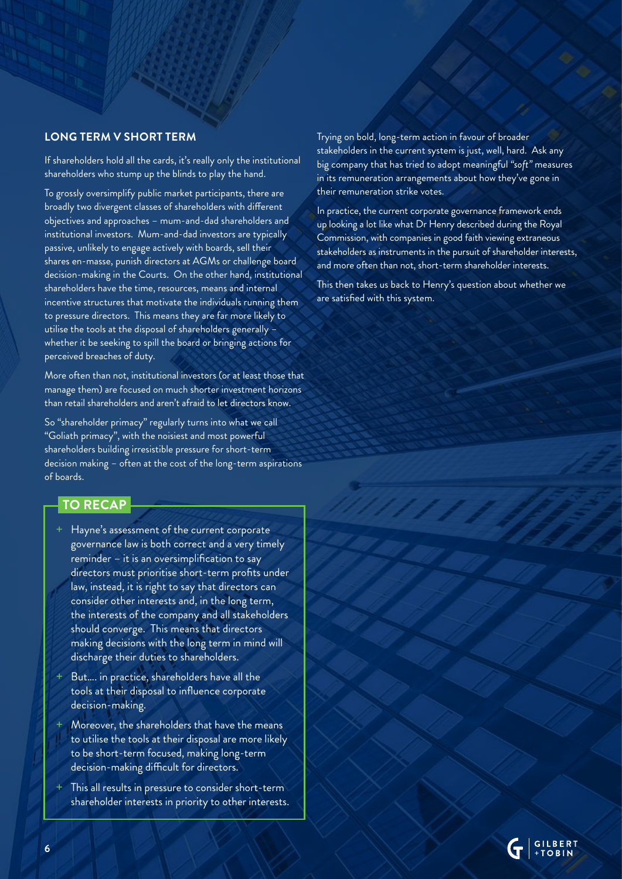## LONG TERM V SHORT TERM

If shareholders hold all the cards, it's really only the institutional shareholders who stump up the blinds to play the hand.

To grossly oversimplify public market participants, there are broadly two divergent classes of shareholders with different objectives and approaches – mum-and-dad shareholders and institutional investors. Mum-and-dad investors are typically passive, unlikely to engage actively with boards, sell their shares en-masse, punish directors at AGMs or challenge board decision-making in the Courts. On the other hand, institutional shareholders have the time, resources, means and internal incentive structures that motivate the individuals running them to pressure directors. This means they are far more likely to utilise the tools at the disposal of shareholders generally – whether it be seeking to spill the board or bringing actions for perceived breaches of duty.

More often than not, institutional investors (or at least those that manage them) are focused on much shorter investment horizons than retail shareholders and aren't afraid to let directors know.

So "shareholder primacy" regularly turns into what we call "Goliath primacy", with the noisiest and most powerful shareholders building irresistible pressure for short-term decision making – often at the cost of the long-term aspirations of boards.

### TO RECAP

- Hayne's assessment of the current corporate governance law is both correct and a very timely reminder – it is an oversimplification to say directors must prioritise short-term profits under law, instead, it is right to say that directors can consider other interests and, in the long term, the interests of the company and all stakeholders should converge. This means that directors making decisions with the long term in mind will discharge their duties to shareholders.
- But.... in practice, shareholders have all the tools at their disposal to influence corporate decision-making.
- Moreover, the shareholders that have the means to utilise the tools at their disposal are more likely to be short-term focused, making long-term decision-making difficult for directors.
- This all results in pressure to consider short-term shareholder interests in priority to other interests.

Trying on bold, long-term action in favour of broader stakeholders in the current system is just, well, hard. Ask any big company that has tried to adopt meaningful *"soft"* measures in its remuneration arrangements about how they've gone in their remuneration strike votes.

In practice, the current corporate governance framework ends up looking a lot like what Dr Henry described during the Royal Commission, with companies in good faith viewing extraneous stakeholders as instruments in the pursuit of shareholder interests, and more often than not, short-term shareholder interests.

This then takes us back to Henry's question about whether we are satisfied with this system.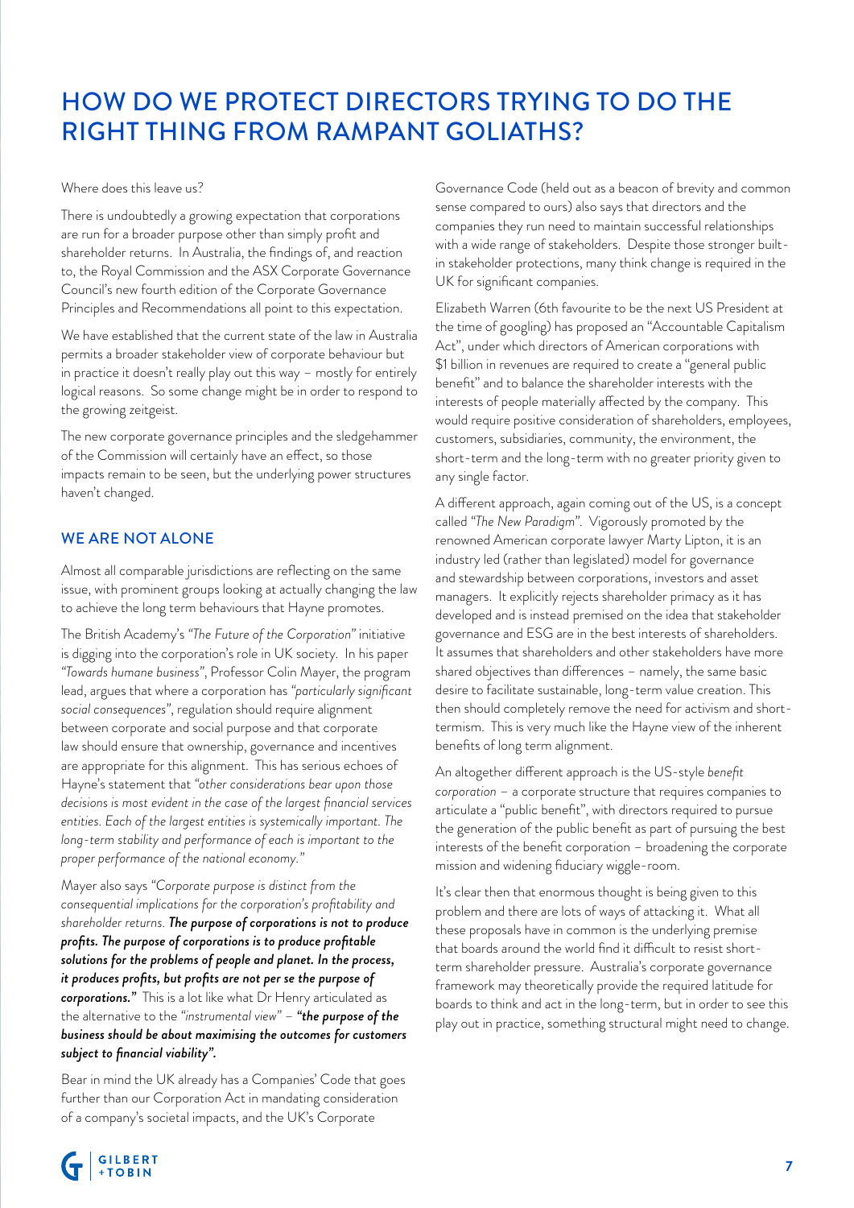# HOW DO WE PROTECT DIRECTORS TRYING TO DO THE RIGHT THING FROM RAMPANT GOLIATHS?

Where does this leave us?

There is undoubtedly a growing expectation that corporations are run for a broader purpose other than simply profit and shareholder returns. In Australia, the findings of, and reaction to, the Royal Commission and the ASX Corporate Governance Council's new fourth edition of the Corporate Governance Principles and Recommendations all point to this expectation.

We have established that the current state of the law in Australia permits a broader stakeholder view of corporate behaviour but in practice it doesn't really play out this way – mostly for entirely logical reasons. So some change might be in order to respond to the growing zeitgeist.

The new corporate governance principles and the sledgehammer of the Commission will certainly have an effect, so those impacts remain to be seen, but the underlying power structures haven't changed.

## WE ARE NOT ALONE

Almost all comparable jurisdictions are reflecting on the same issue, with prominent groups looking at actually changing the law to achieve the long term behaviours that Hayne promotes.

The British Academy's *"The Future of the Corporation"* initiative is digging into the corporation's role in UK society. In his paper *"Towards humane business"*, Professor Colin Mayer, the program lead, argues that where a corporation has *"particularly significant social consequences"*, regulation should require alignment between corporate and social purpose and that corporate law should ensure that ownership, governance and incentives are appropriate for this alignment. This has serious echoes of Hayne's statement that *"other considerations bear upon those decisions is most evident in the case of the largest financial services entities. Each of the largest entities is systemically important. The long-term stability and performance of each is important to the proper performance of the national economy."*

Mayer also says *"Corporate purpose is distinct from the consequential implications for the corporation's profitability and shareholder returns. **The purpose of corporations is not to produce profits. The purpose of corporations is to produce profitable solutions for the problems of people and planet. In the process, it produces profits, but profits are not per se the purpose of corporations."*** This is a lot like what Dr Henry articulated as the alternative to the *"instrumental view"* – ***"the purpose of the business should be about maximising the outcomes for customers subject to financial viability".***

Bear in mind the UK already has a Companies' Code that goes further than our Corporation Act in mandating consideration of a company's societal impacts, and the UK's Corporate Governance Code (held out as a beacon of brevity and common sense compared to ours) also says that directors and the companies they run need to maintain successful relationships with a wide range of stakeholders. Despite those stronger built-in stakeholder protections, many think change is required in the UK for significant companies.

Elizabeth Warren (6th favourite to be the next US President at the time of googling) has proposed an "Accountable Capitalism Act", under which directors of American corporations with $1 billion in revenues are required to create a "general public benefit" and to balance the shareholder interests with the interests of people materially affected by the company. This would require positive consideration of shareholders, employees, customers, subsidiaries, community, the environment, the short-term and the long-term with no greater priority given to any single factor.

A different approach, again coming out of the US, is a concept called *"The New Paradigm"*. Vigorously promoted by the renowned American corporate lawyer Marty Lipton, it is an industry led (rather than legislated) model for governance and stewardship between corporations, investors and asset managers. It explicitly rejects shareholder primacy as it has developed and is instead premised on the idea that stakeholder governance and ESG are in the best interests of shareholders. It assumes that shareholders and other stakeholders have more shared objectives than differences – namely, the same basic desire to facilitate sustainable, long-term value creation. This then should completely remove the need for activism and short-termism. This is very much like the Hayne view of the inherent benefits of long term alignment.

An altogether different approach is the US-style *benefit corporation* – a corporate structure that requires companies to articulate a "public benefit", with directors required to pursue the generation of the public benefit as part of pursuing the best interests of the benefit corporation – broadening the corporate mission and widening fiduciary wiggle-room.

It's clear then that enormous thought is being given to this problem and there are lots of ways of attacking it. What all these proposals have in common is the underlying premise that boards around the world find it difficult to resist short-term shareholder pressure. Australia's corporate governance framework may theoretically provide the required latitude for boards to think and act in the long-term, but in order to see this play out in practice, something structural might need to change.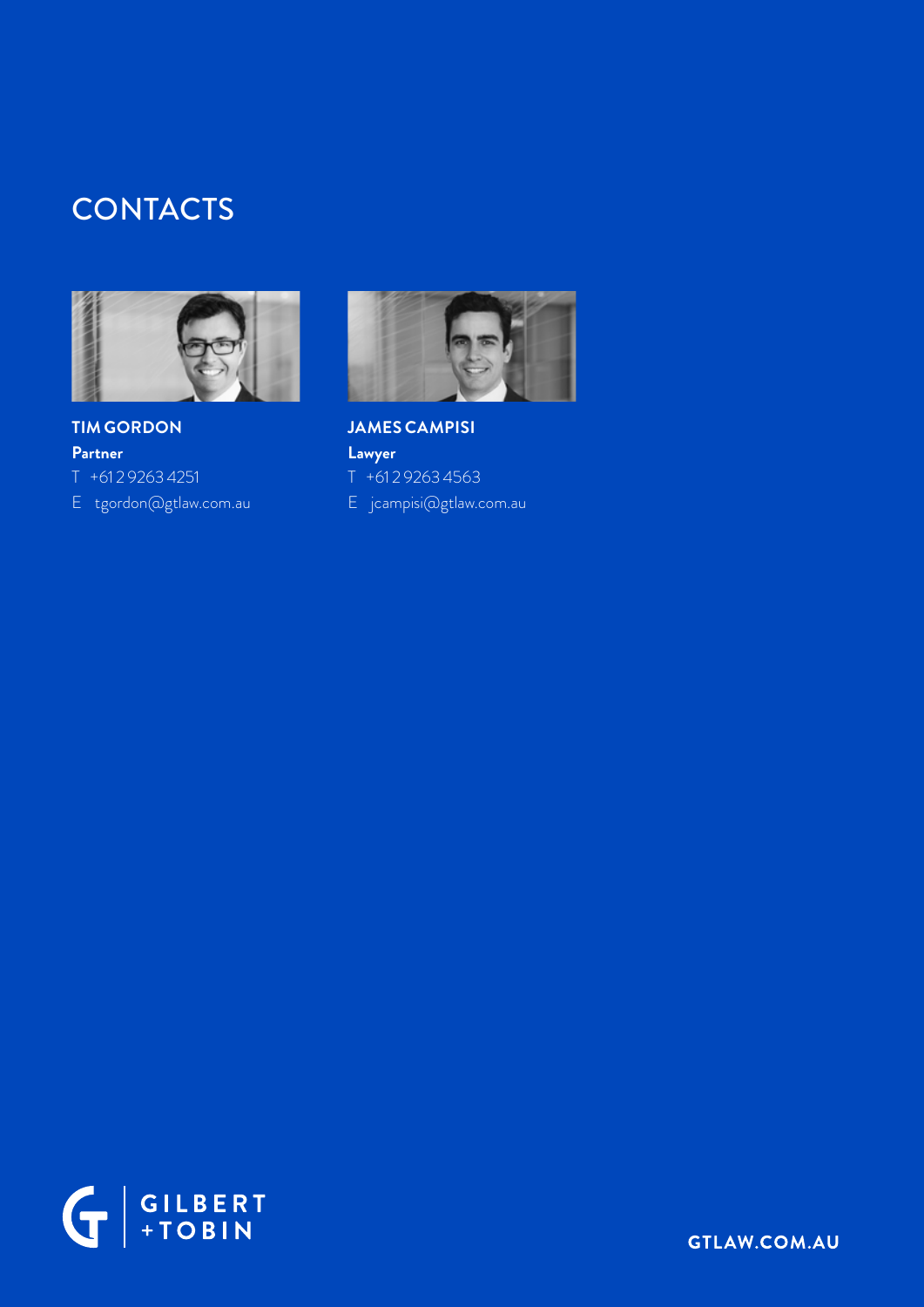# CONTACTS

**TIM GORDON**
**Partner**
T +61 2 9263 4251
E tgordon@gtlaw.com.au

**JAMES CAMPISI**
**Lawyer**
T +61 2 9263 4563
E jcampisi@gtlaw.com.au

GILBERT + TOBIN

GTLAW.COM.AU